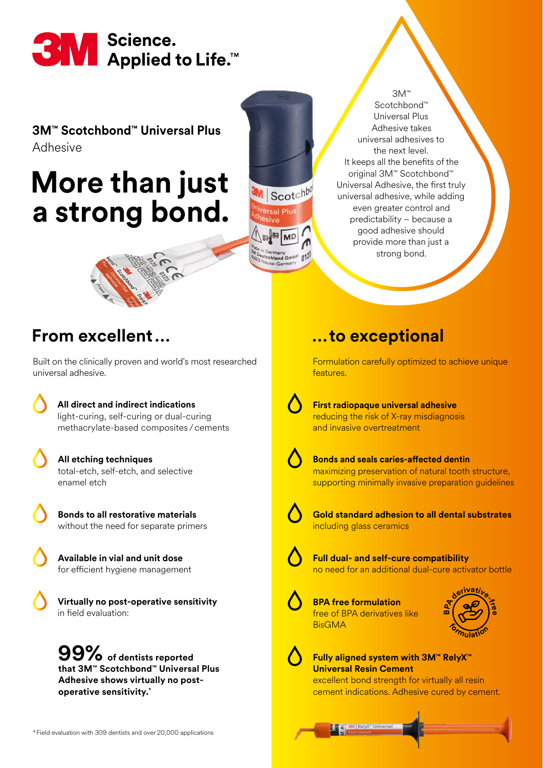3M Science. Applied to Life.™

# 3M™ Scotchbond™ Universal Plus Adhesive

## More than just a strong bond.

3M™ Scotchbond™ Universal Plus Adhesive takes universal adhesives to the next level. It keeps all the benefits of the original 3M™ Scotchbond™ Universal Adhesive, the first truly universal adhesive, while adding even greater control and predictability – because a good adhesive should provide more than just a strong bond.

## From excellent…

Built on the clinically proven and world's most researched universal adhesive.

- **All direct and indirect indications**
  light-curing, self-curing or dual-curing methacrylate-based composites / cements
- **All etching techniques**
  total-etch, self-etch, and selective enamel etch
- **Bonds to all restorative materials**
  without the need for separate primers
- **Available in vial and unit dose**
  for efficient hygiene management
- **Virtually no post-operative sensitivity**
  in field evaluation:

**99% of dentists reported that 3M™ Scotchbond™ Universal Plus Adhesive shows virtually no post-operative sensitivity.***

## …to exceptional

Formulation carefully optimized to achieve unique features.

- **First radiopaque universal adhesive**
  reducing the risk of X-ray misdiagnosis and invasive overtreatment
- **Bonds and seals caries-affected dentin**
  maximizing preservation of natural tooth structure, supporting minimally invasive preparation guidelines
- **Gold standard adhesion to all dental substrates**
  including glass ceramics
- **Full dual- and self-cure compatibility**
  no need for an additional dual-cure activator bottle
- **BPA free formulation**
  free of BPA derivatives like BisGMA
  
  BPA derivative-free formulation
- **Fully aligned system with 3M™ RelyX™ Universal Resin Cement**
  excellent bond strength for virtually all resin cement indications. Adhesive cured by cement.

* Field evaluation with 309 dentists and over 20,000 applications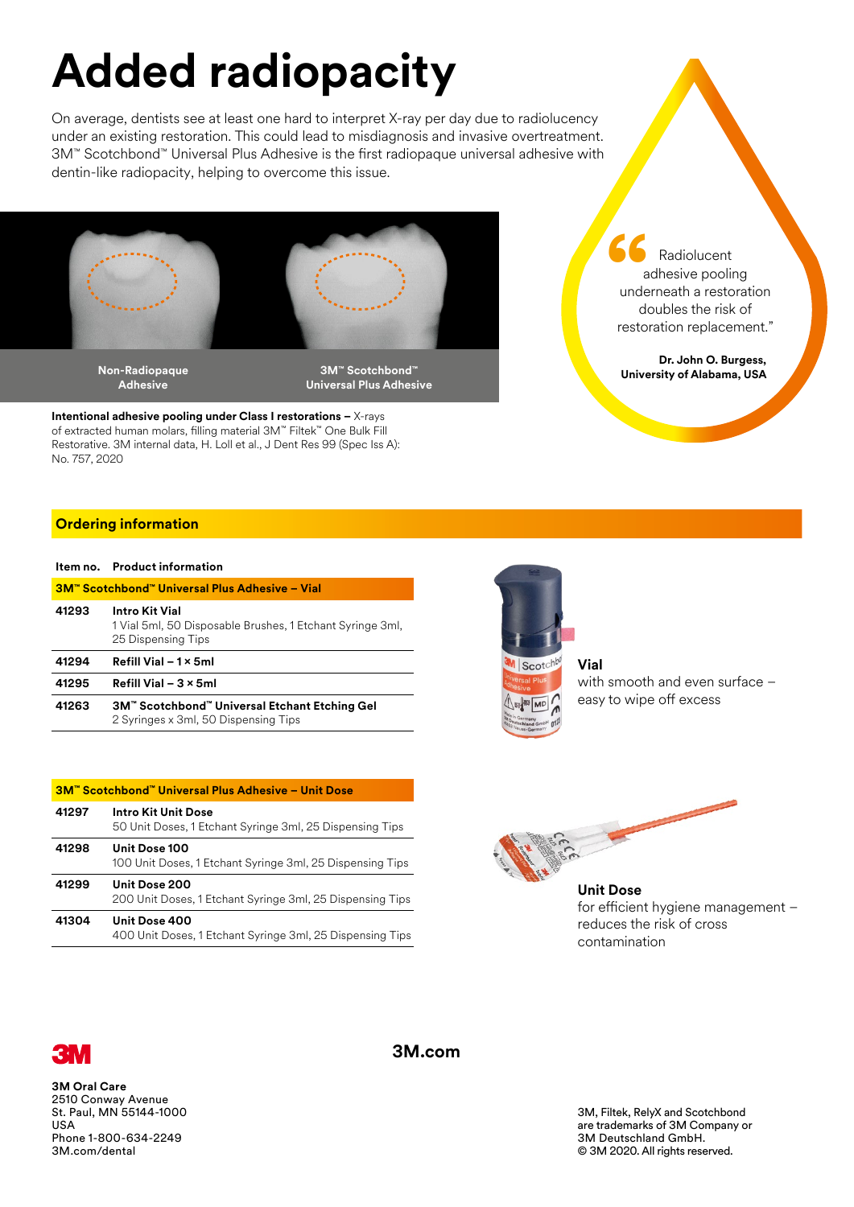# Added radiopacity

On average, dentists see at least one hard to interpret X-ray per day due to radiolucency under an existing restoration. This could lead to misdiagnosis and invasive overtreatment. 3M™ Scotchbond™ Universal Plus Adhesive is the first radiopaque universal adhesive with dentin-like radiopacity, helping to overcome this issue.

Non-Radiopaque Adhesive

3M™ Scotchbond™ Universal Plus Adhesive

**Intentional adhesive pooling under Class I restorations –** X-rays of extracted human molars, filling material 3M™ Filtek™ One Bulk Fill Restorative. 3M internal data, H. Loll et al., J Dent Res 99 (Spec Iss A): No. 757, 2020

“Radiolucent adhesive pooling underneath a restoration doubles the risk of restoration replacement.”

**Dr. John O. Burgess, University of Alabama, USA**

## Ordering information

| Item no. | Product information |
|---|---|
| **3M™ Scotchbond™ Universal Plus Adhesive – Vial** | |
| **41293** | **Intro Kit Vial** 1 Vial 5ml, 50 Disposable Brushes, 1 Etchant Syringe 3ml, 25 Dispensing Tips |
| **41294** | **Refill Vial – 1 × 5ml** |
| **41295** | **Refill Vial – 3 × 5ml** |
| **41263** | **3M™ Scotchbond™ Universal Etchant Etching Gel** 2 Syringes x 3ml, 50 Dispensing Tips |

**Vial**
with smooth and even surface – easy to wipe off excess

| | |
|---|---|
| **3M™ Scotchbond™ Universal Plus Adhesive – Unit Dose** | |
| **41297** | **Intro Kit Unit Dose** 50 Unit Doses, 1 Etchant Syringe 3ml, 25 Dispensing Tips |
| **41298** | **Unit Dose 100** 100 Unit Doses, 1 Etchant Syringe 3ml, 25 Dispensing Tips |
| **41299** | **Unit Dose 200** 200 Unit Doses, 1 Etchant Syringe 3ml, 25 Dispensing Tips |
| **41304** | **Unit Dose 400** 400 Unit Doses, 1 Etchant Syringe 3ml, 25 Dispensing Tips |

**Unit Dose**
for efficient hygiene management – reduces the risk of cross contamination

**3M.com**

**3M Oral Care**
2510 Conway Avenue
St. Paul, MN 55144-1000
USA
Phone 1-800-634-2249
3M.com/dental

3M, Filtek, RelyX and Scotchbond are trademarks of 3M Company or 3M Deutschland GmbH.
© 3M 2020. All rights reserved.